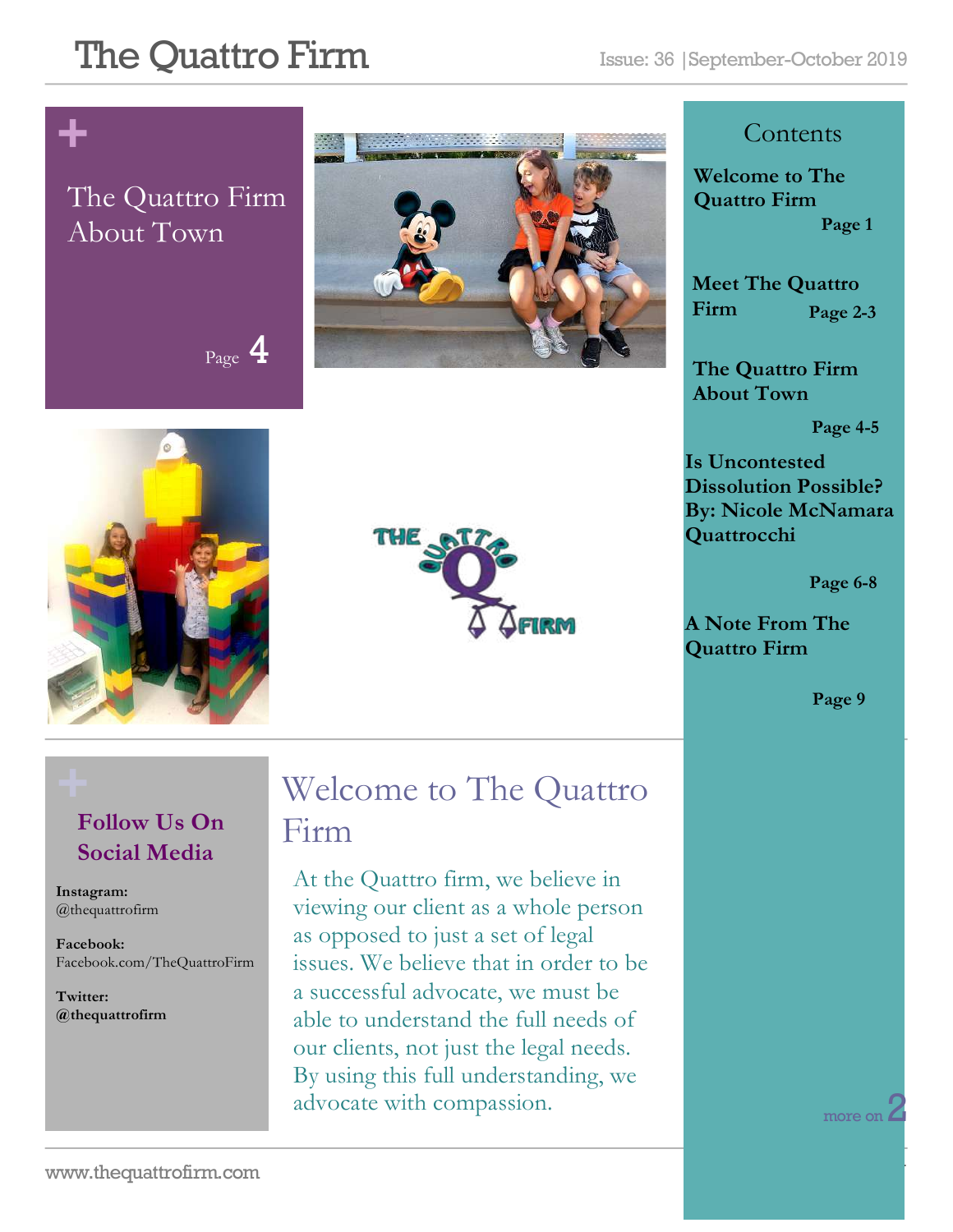# The Quattro Firm

Issue: 36 | September-October 2019

## The Quattro Firm About Town

Page 4

## Contents

**Welcome to The Quattro Firm** — Page 1

**Meet The Quattro Firm** — Page 2-3

**The Quattro Firm About Town** — Page 4-5

**Is Uncontested Dissolution Possible? By: Nicole McNamara Quattrocchi** — Page 6-8

**A Note From The Quattro Firm** — Page 9

## Follow Us On Social Media

**Instagram:** @thequattrofirm

**Facebook:** Facebook.com/TheQuattroFirm

**Twitter:** **@thequattrofirm**

## Welcome to The Quattro Firm

At the Quattro firm, we believe in viewing our client as a whole person as opposed to just a set of legal issues. We believe that in order to be a successful advocate, we must be able to understand the full needs of our clients, not just the legal needs. By using this full understanding, we advocate with compassion.

more on 2

www.thequattrofirm.com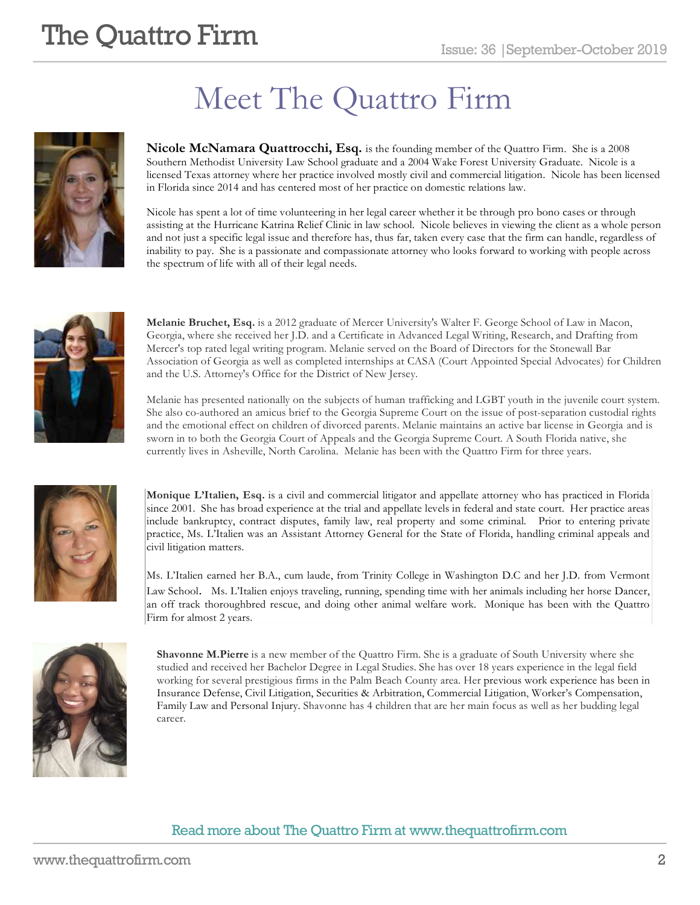# Meet The Quattro Firm

**Nicole McNamara Quattrocchi, Esq.** is the founding member of the Quattro Firm. She is a 2008 Southern Methodist University Law School graduate and a 2004 Wake Forest University Graduate. Nicole is a licensed Texas attorney where her practice involved mostly civil and commercial litigation. Nicole has been licensed in Florida since 2014 and has centered most of her practice on domestic relations law.

Nicole has spent a lot of time volunteering in her legal career whether it be through pro bono cases or through assisting at the Hurricane Katrina Relief Clinic in law school. Nicole believes in viewing the client as a whole person and not just a specific legal issue and therefore has, thus far, taken every case that the firm can handle, regardless of inability to pay. She is a passionate and compassionate attorney who looks forward to working with people across the spectrum of life with all of their legal needs.

**Melanie Bruchet, Esq.** is a 2012 graduate of Mercer University's Walter F. George School of Law in Macon, Georgia, where she received her J.D. and a Certificate in Advanced Legal Writing, Research, and Drafting from Mercer's top rated legal writing program. Melanie served on the Board of Directors for the Stonewall Bar Association of Georgia as well as completed internships at CASA (Court Appointed Special Advocates) for Children and the U.S. Attorney's Office for the District of New Jersey.

Melanie has presented nationally on the subjects of human trafficking and LGBT youth in the juvenile court system. She also co-authored an amicus brief to the Georgia Supreme Court on the issue of post-separation custodial rights and the emotional effect on children of divorced parents. Melanie maintains an active bar license in Georgia and is sworn in to both the Georgia Court of Appeals and the Georgia Supreme Court. A South Florida native, she currently lives in Asheville, North Carolina. Melanie has been with the Quattro Firm for three years.

**Monique L'Italien, Esq.** is a civil and commercial litigator and appellate attorney who has practiced in Florida since 2001. She has broad experience at the trial and appellate levels in federal and state court. Her practice areas include bankruptcy, contract disputes, family law, real property and some criminal. Prior to entering private practice, Ms. L'Italien was an Assistant Attorney General for the State of Florida, handling criminal appeals and civil litigation matters.

Ms. L'Italien earned her B.A., cum laude, from Trinity College in Washington D.C and her J.D. from Vermont Law School. Ms. L'Italien enjoys traveling, running, spending time with her animals including her horse Dancer, an off track thoroughbred rescue, and doing other animal welfare work. Monique has been with the Quattro Firm for almost 2 years.

**Shavonne M.Pierre** is a new member of the Quattro Firm. She is a graduate of South University where she studied and received her Bachelor Degree in Legal Studies. She has over 18 years experience in the legal field working for several prestigious firms in the Palm Beach County area. Her previous work experience has been in Insurance Defense, Civil Litigation, Securities & Arbitration, Commercial Litigation, Worker's Compensation, Family Law and Personal Injury. Shavonne has 4 children that are her main focus as well as her budding legal career.

Read more about The Quattro Firm at www.thequattrofirm.com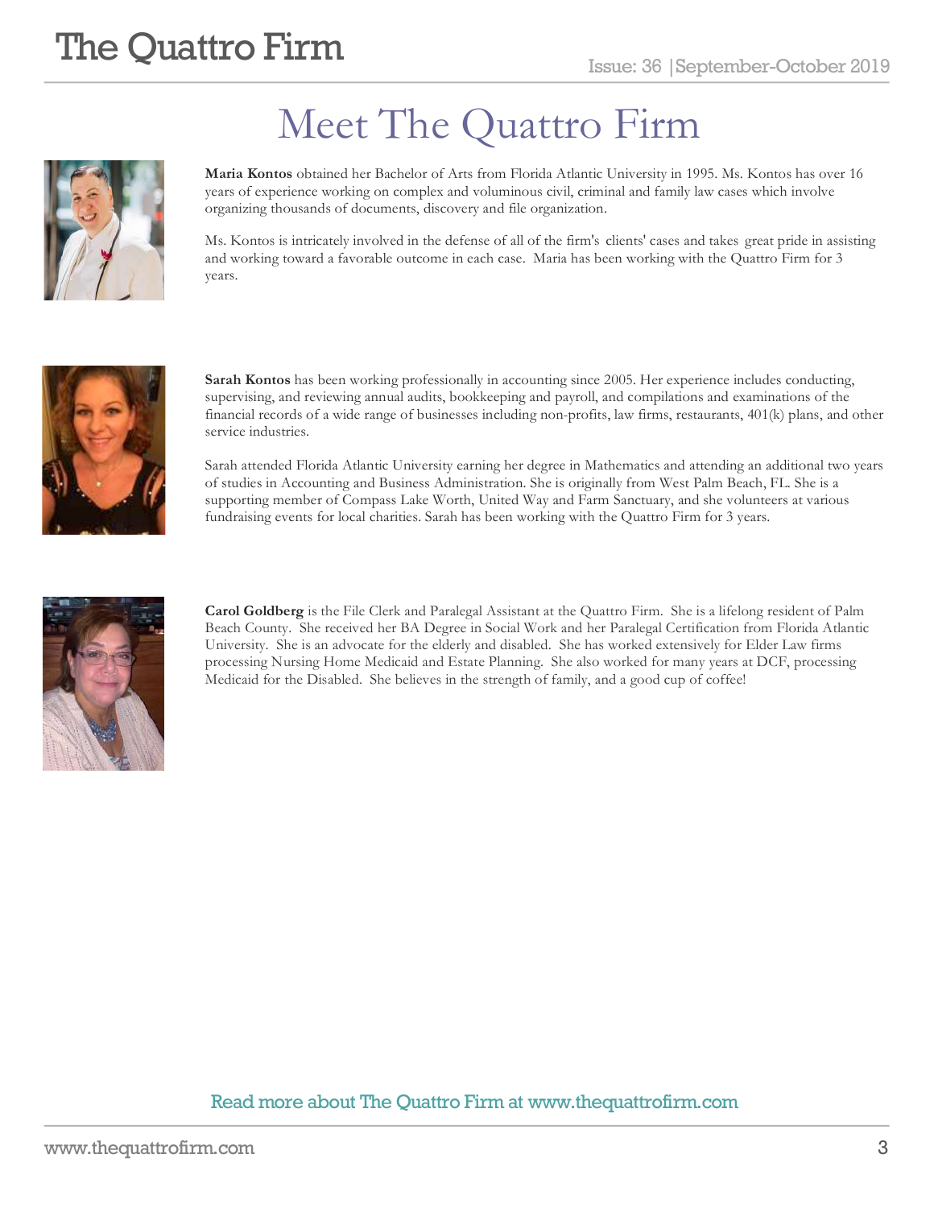# Meet The Quattro Firm

**Maria Kontos** obtained her Bachelor of Arts from Florida Atlantic University in 1995. Ms. Kontos has over 16 years of experience working on complex and voluminous civil, criminal and family law cases which involve organizing thousands of documents, discovery and file organization.

Ms. Kontos is intricately involved in the defense of all of the firm's clients' cases and takes great pride in assisting and working toward a favorable outcome in each case. Maria has been working with the Quattro Firm for 3 years.

**Sarah Kontos** has been working professionally in accounting since 2005. Her experience includes conducting, supervising, and reviewing annual audits, bookkeeping and payroll, and compilations and examinations of the financial records of a wide range of businesses including non-profits, law firms, restaurants, 401(k) plans, and other service industries.

Sarah attended Florida Atlantic University earning her degree in Mathematics and attending an additional two years of studies in Accounting and Business Administration. She is originally from West Palm Beach, FL. She is a supporting member of Compass Lake Worth, United Way and Farm Sanctuary, and she volunteers at various fundraising events for local charities. Sarah has been working with the Quattro Firm for 3 years.

**Carol Goldberg** is the File Clerk and Paralegal Assistant at the Quattro Firm. She is a lifelong resident of Palm Beach County. She received her BA Degree in Social Work and her Paralegal Certification from Florida Atlantic University. She is an advocate for the elderly and disabled. She has worked extensively for Elder Law firms processing Nursing Home Medicaid and Estate Planning. She also worked for many years at DCF, processing Medicaid for the Disabled. She believes in the strength of family, and a good cup of coffee!

Read more about The Quattro Firm at www.thequattrofirm.com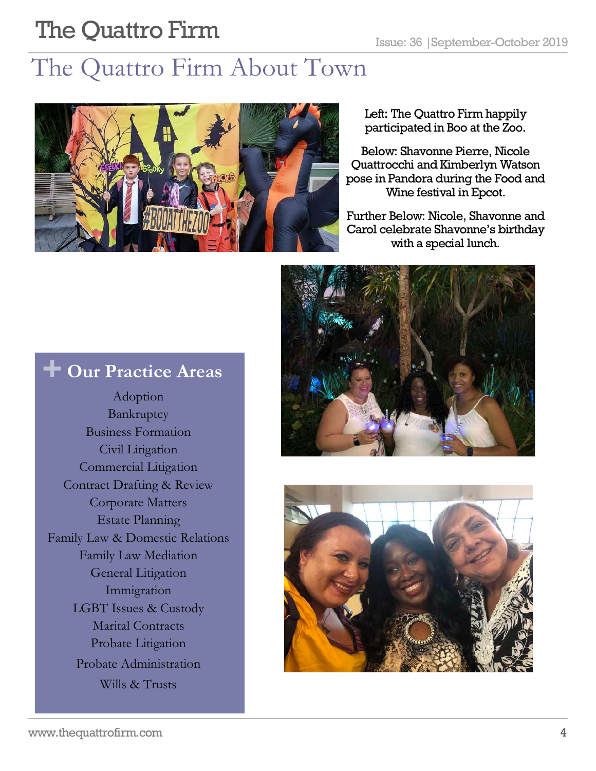# The Quattro Firm About Town

Left: The Quattro Firm happily participated in Boo at the Zoo.

Below: Shavonne Pierre, Nicole Quattrocchi and Kimberlyn Watson pose in Pandora during the Food and Wine festival in Epcot.

Further Below: Nicole, Shavonne and Carol celebrate Shavonne's birthday with a special lunch.

## Our Practice Areas

- Adoption
- Bankruptcy
- Business Formation
- Civil Litigation
- Commercial Litigation
- Contract Drafting & Review
- Corporate Matters
- Estate Planning
- Family Law & Domestic Relations
- Family Law Mediation
- General Litigation
- Immigration
- LGBT Issues & Custody
- Marital Contracts
- Probate Litigation
- Probate Administration
- Wills & Trusts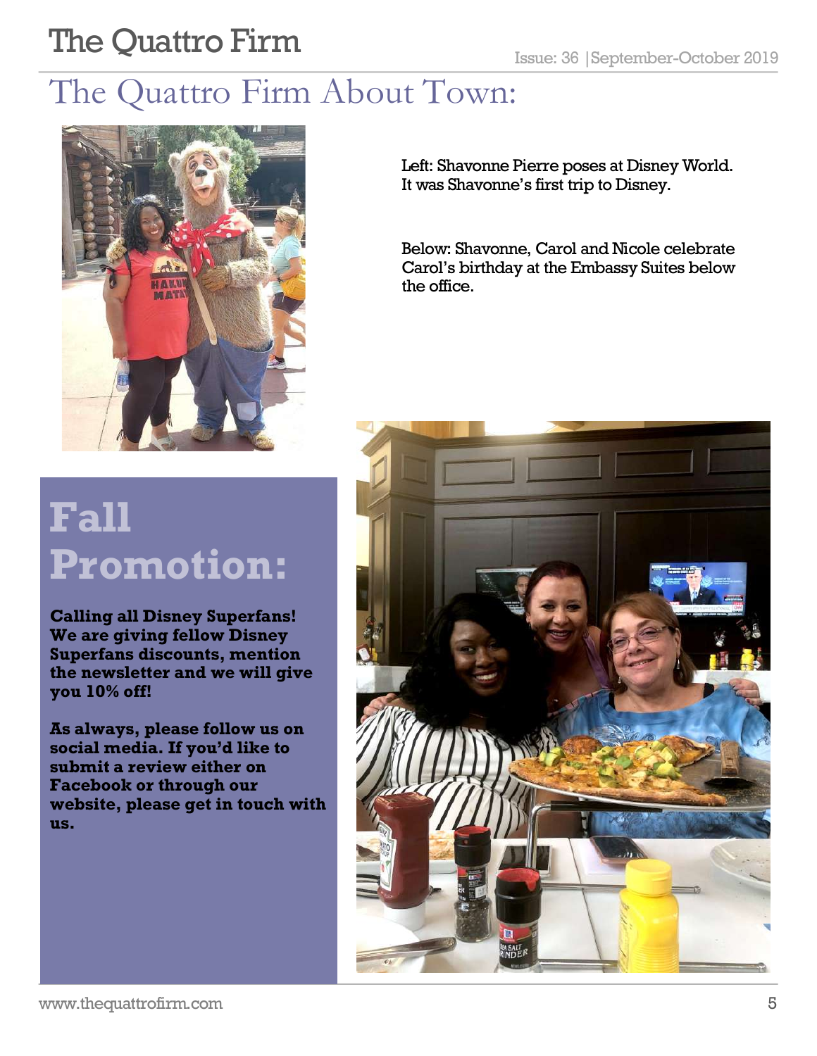# The Quattro Firm About Town:

Left: Shavonne Pierre poses at Disney World. It was Shavonne's first trip to Disney.

Below: Shavonne, Carol and Nicole celebrate Carol's birthday at the Embassy Suites below the office.

## Fall Promotion:

**Calling all Disney Superfans! We are giving fellow Disney Superfans discounts, mention the newsletter and we will give you 10% off!**

**As always, please follow us on social media. If you'd like to submit a review either on Facebook or through our website, please get in touch with us.**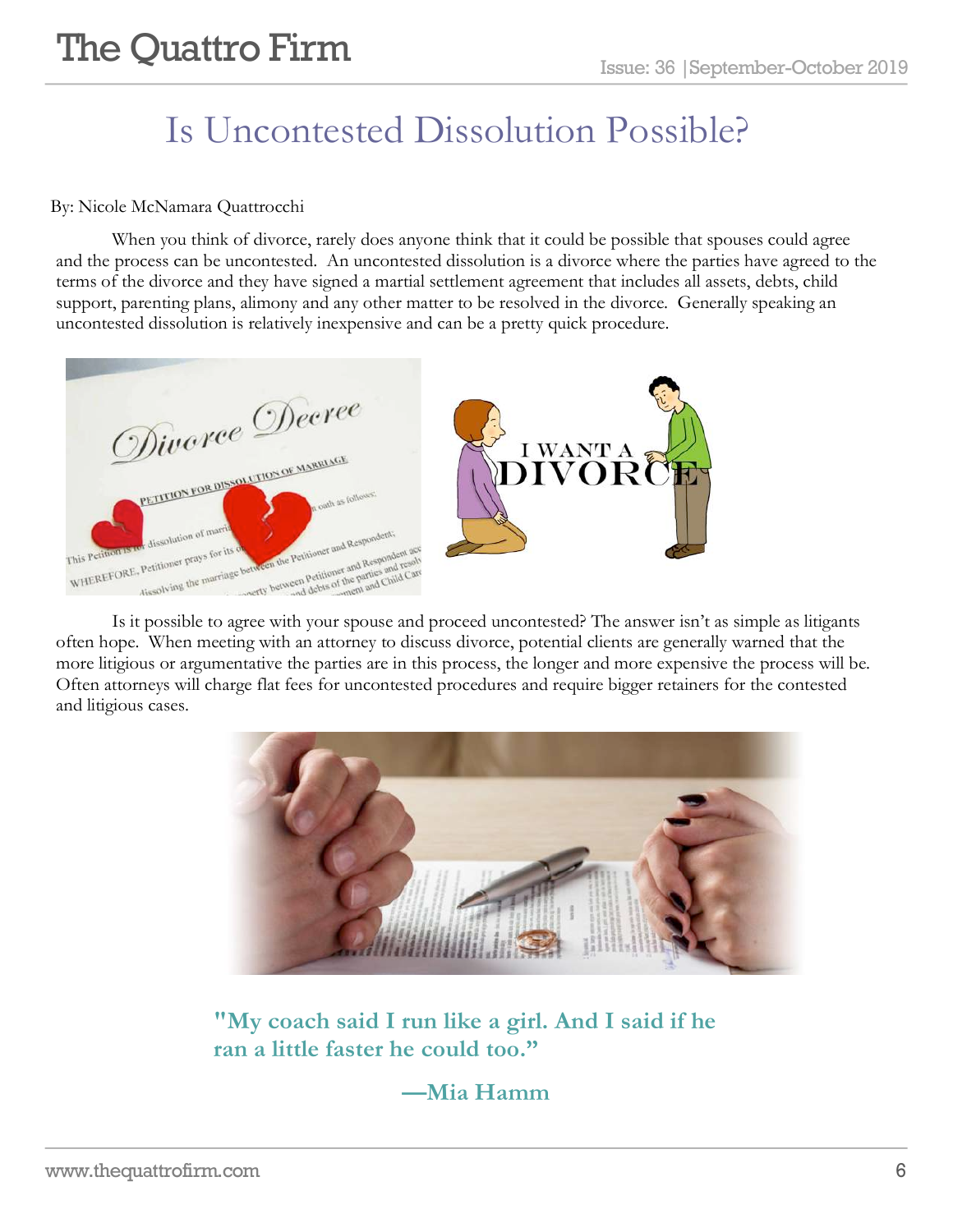# Is Uncontested Dissolution Possible?

By: Nicole McNamara Quattrocchi

When you think of divorce, rarely does anyone think that it could be possible that spouses could agree and the process can be uncontested. An uncontested dissolution is a divorce where the parties have agreed to the terms of the divorce and they have signed a martial settlement agreement that includes all assets, debts, child support, parenting plans, alimony and any other matter to be resolved in the divorce. Generally speaking an uncontested dissolution is relatively inexpensive and can be a pretty quick procedure.

Is it possible to agree with your spouse and proceed uncontested? The answer isn't as simple as litigants often hope. When meeting with an attorney to discuss divorce, potential clients are generally warned that the more litigious or argumentative the parties are in this process, the longer and more expensive the process will be. Often attorneys will charge flat fees for uncontested procedures and require bigger retainers for the contested and litigious cases.

**"My coach said I run like a girl. And I said if he ran a little faster he could too."**

**—Mia Hamm**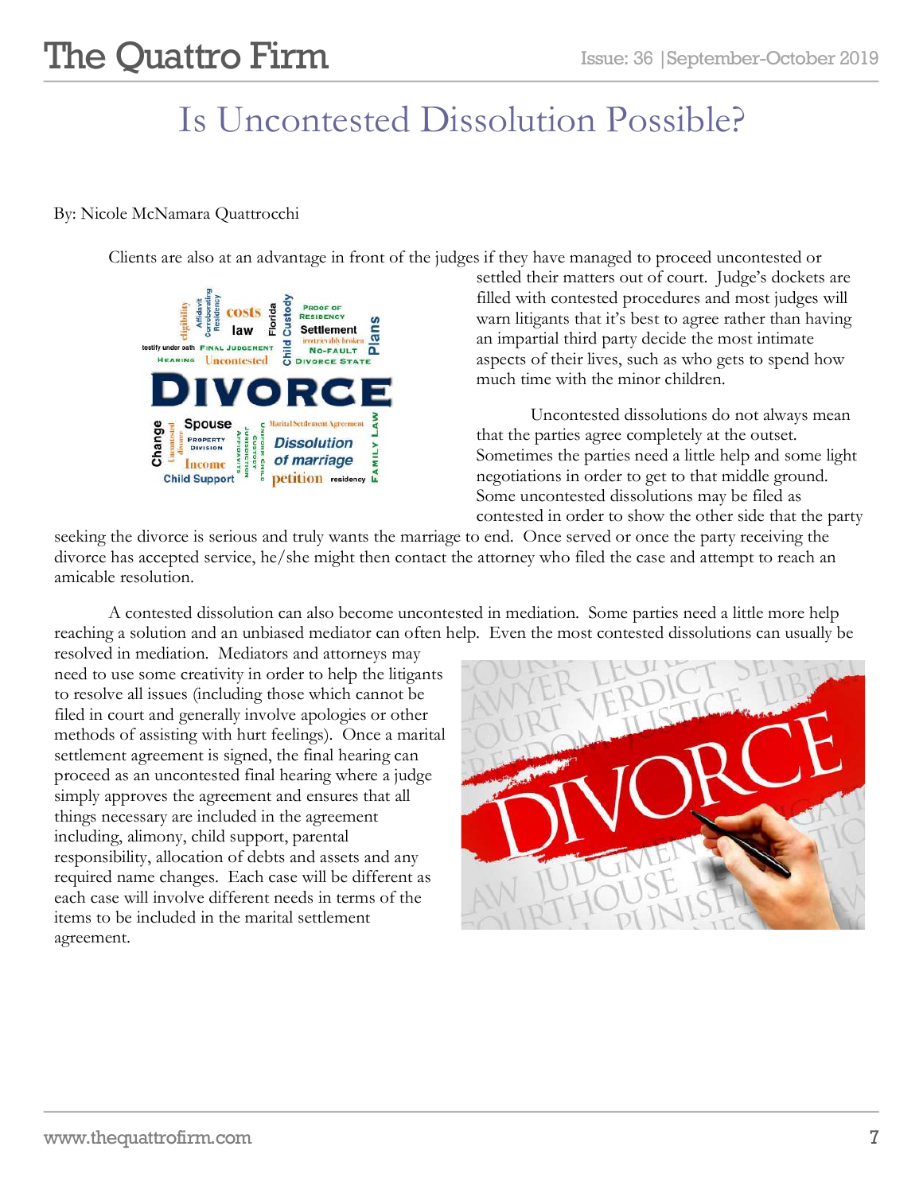# Is Uncontested Dissolution Possible?

By: Nicole McNamara Quattrocchi

Clients are also at an advantage in front of the judges if they have managed to proceed uncontested or settled their matters out of court. Judge's dockets are filled with contested procedures and most judges will warn litigants that it's best to agree rather than having an impartial third party decide the most intimate aspects of their lives, such as who gets to spend how much time with the minor children.

Uncontested dissolutions do not always mean that the parties agree completely at the outset. Sometimes the parties need a little help and some light negotiations in order to get to that middle ground. Some uncontested dissolutions may be filed as contested in order to show the other side that the party seeking the divorce is serious and truly wants the marriage to end. Once served or once the party receiving the divorce has accepted service, he/she might then contact the attorney who filed the case and attempt to reach an amicable resolution.

A contested dissolution can also become uncontested in mediation. Some parties need a little more help reaching a solution and an unbiased mediator can often help. Even the most contested dissolutions can usually be resolved in mediation. Mediators and attorneys may need to use some creativity in order to help the litigants to resolve all issues (including those which cannot be filed in court and generally involve apologies or other methods of assisting with hurt feelings). Once a marital settlement agreement is signed, the final hearing can proceed as an uncontested final hearing where a judge simply approves the agreement and ensures that all things necessary are included in the agreement including, alimony, child support, parental responsibility, allocation of debts and assets and any required name changes. Each case will be different as each case will involve different needs in terms of the items to be included in the marital settlement agreement.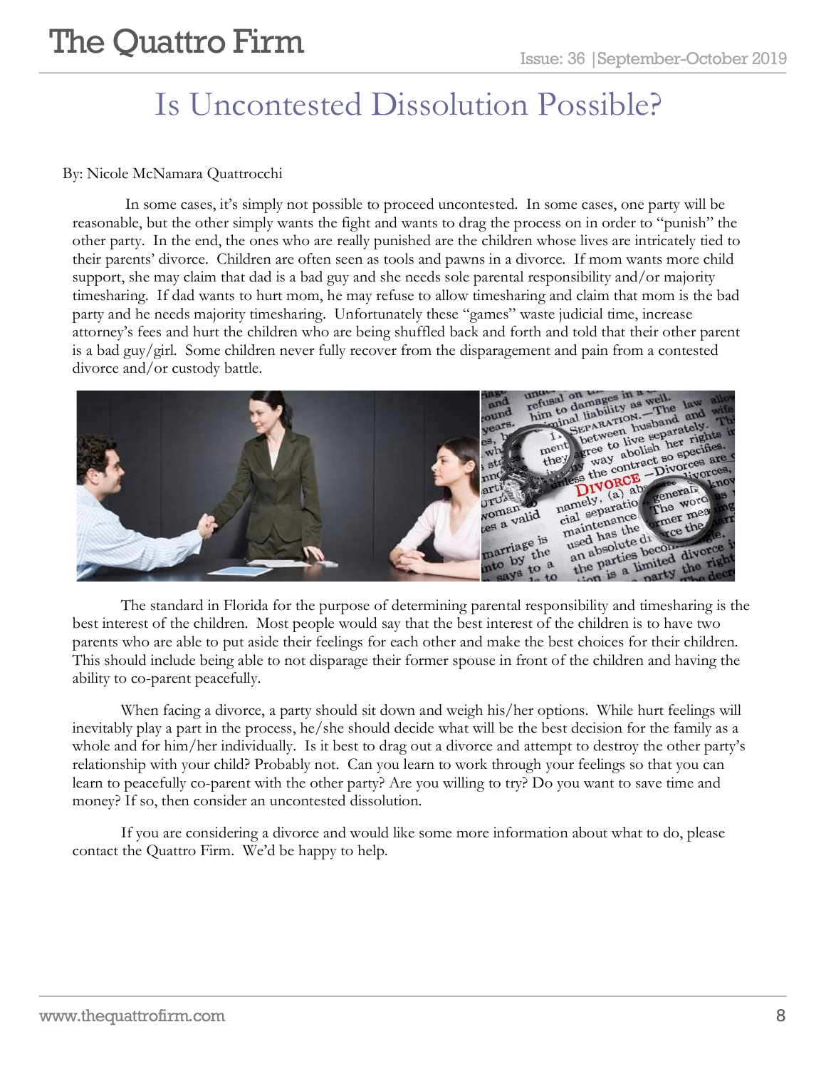# Is Uncontested Dissolution Possible?

By: Nicole McNamara Quattrocchi

In some cases, it's simply not possible to proceed uncontested. In some cases, one party will be reasonable, but the other simply wants the fight and wants to drag the process on in order to "punish" the other party. In the end, the ones who are really punished are the children whose lives are intricately tied to their parents' divorce. Children are often seen as tools and pawns in a divorce. If mom wants more child support, she may claim that dad is a bad guy and she needs sole parental responsibility and/or majority timesharing. If dad wants to hurt mom, he may refuse to allow timesharing and claim that mom is the bad party and he needs majority timesharing. Unfortunately these "games" waste judicial time, increase attorney's fees and hurt the children who are being shuffled back and forth and told that their other parent is a bad guy/girl. Some children never fully recover from the disparagement and pain from a contested divorce and/or custody battle.

The standard in Florida for the purpose of determining parental responsibility and timesharing is the best interest of the children. Most people would say that the best interest of the children is to have two parents who are able to put aside their feelings for each other and make the best choices for their children. This should include being able to not disparage their former spouse in front of the children and having the ability to co-parent peacefully.

When facing a divorce, a party should sit down and weigh his/her options. While hurt feelings will inevitably play a part in the process, he/she should decide what will be the best decision for the family as a whole and for him/her individually. Is it best to drag out a divorce and attempt to destroy the other party's relationship with your child? Probably not. Can you learn to work through your feelings so that you can learn to peacefully co-parent with the other party? Are you willing to try? Do you want to save time and money? If so, then consider an uncontested dissolution.

If you are considering a divorce and would like some more information about what to do, please contact the Quattro Firm. We'd be happy to help.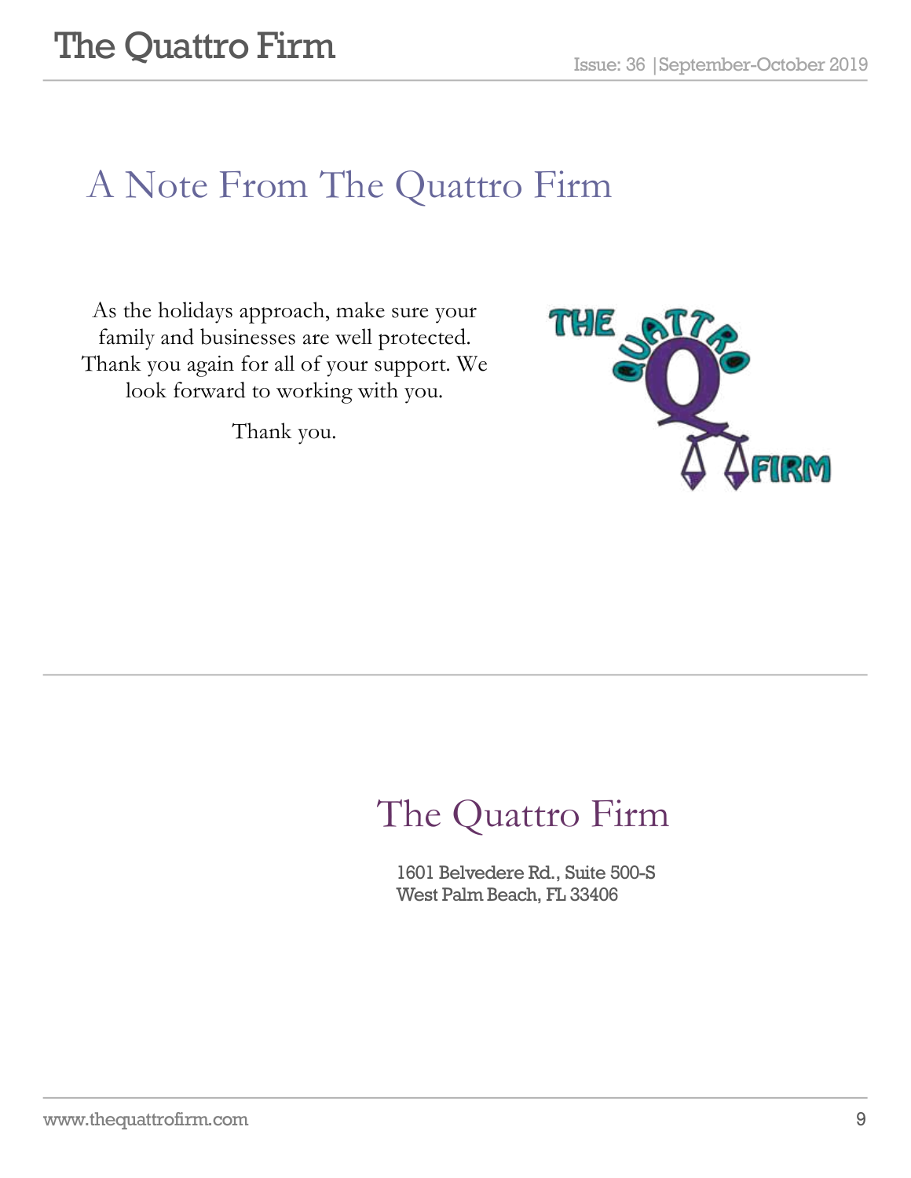# A Note From The Quattro Firm

As the holidays approach, make sure your family and businesses are well protected. Thank you again for all of your support. We look forward to working with you.

Thank you.

## The Quattro Firm

1601 Belvedere Rd., Suite 500-S
West Palm Beach, FL 33406